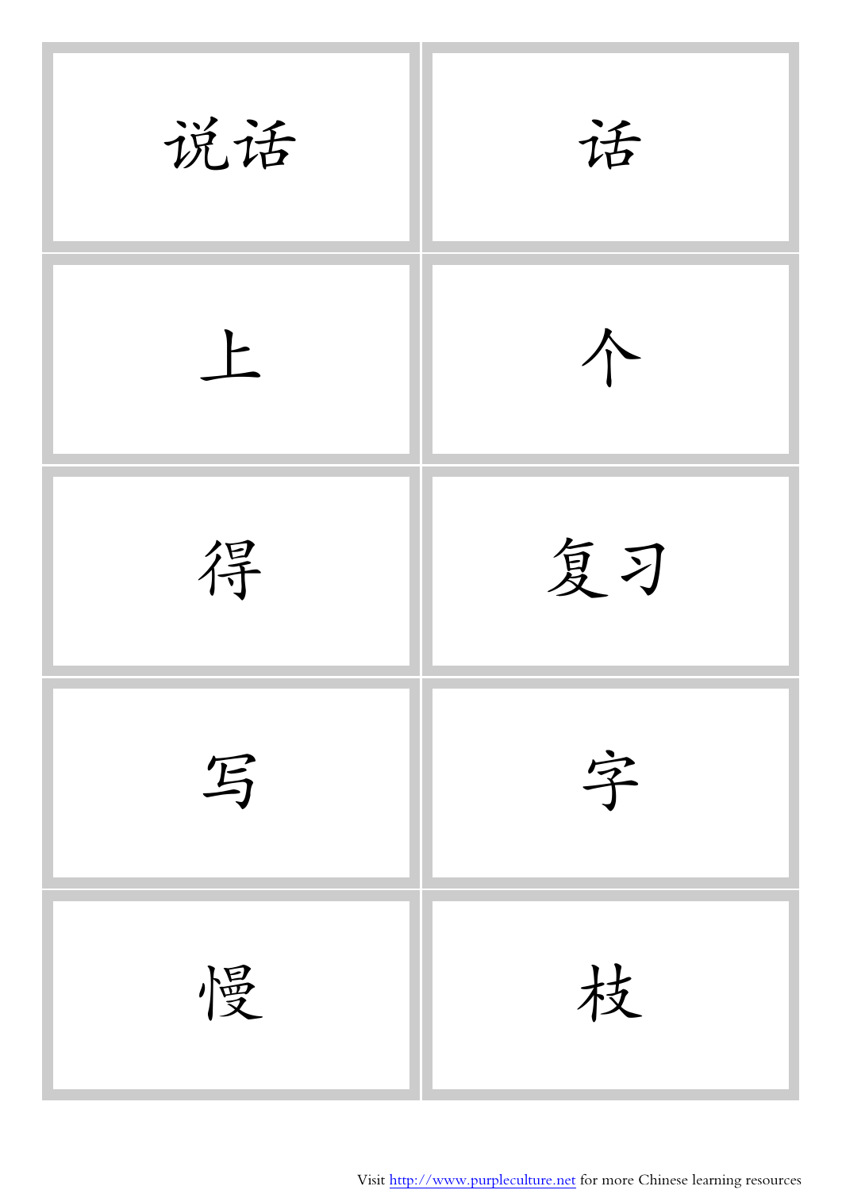| | |
|---|---|
| 说话 | 话 |
| 上 | 个 |
| 得 | 复习 |
| 写 | 字 |
| 慢 | 枝 |

Visit http://www.purpleculture.net for more Chinese learning resources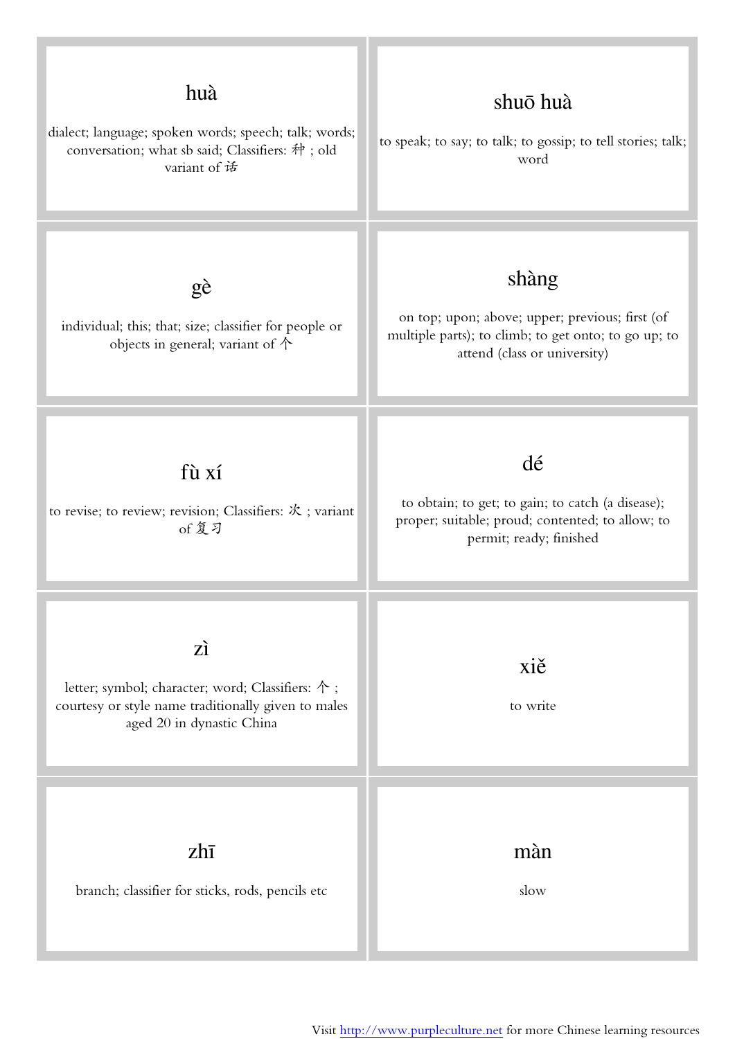| | |
|---|---|
| **huà**<br><br>dialect; language; spoken words; speech; talk; words; conversation; what sb said; Classifiers: 种 ; old variant of 话 | **shuō huà**<br><br>to speak; to say; to talk; to gossip; to tell stories; talk; word |
| **gè**<br><br>individual; this; that; size; classifier for people or objects in general; variant of 个 | **shàng**<br><br>on top; upon; above; upper; previous; first (of multiple parts); to climb; to get onto; to go up; to attend (class or university) |
| **fù xí**<br><br>to revise; to review; revision; Classifiers: 次 ; variant of 复习 | **dé**<br><br>to obtain; to get; to gain; to catch (a disease); proper; suitable; proud; contented; to allow; to permit; ready; finished |
| **zì**<br><br>letter; symbol; character; word; Classifiers: 个 ; courtesy or style name traditionally given to males aged 20 in dynastic China | **xiě**<br><br>to write |
| **zhī**<br><br>branch; classifier for sticks, rods, pencils etc | **màn**<br><br>slow |

Visit http://www.purpleculture.net for more Chinese learning resources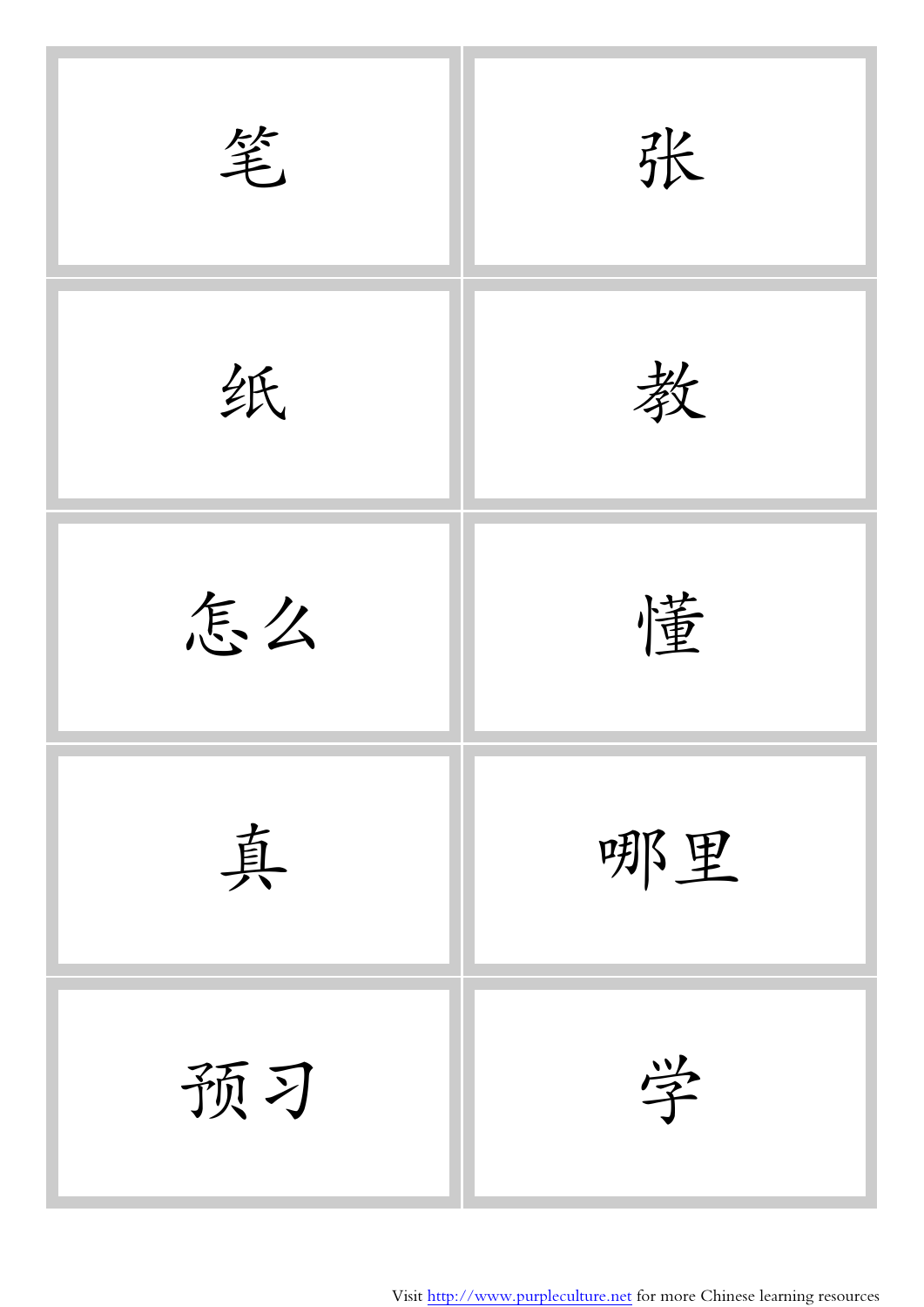| | |
|---|---|
| 笔 | 张 |
| 纸 | 教 |
| 怎么 | 懂 |
| 真 | 哪里 |
| 预习 | 学 |

Visit http://www.purpleculture.net for more Chinese learning resources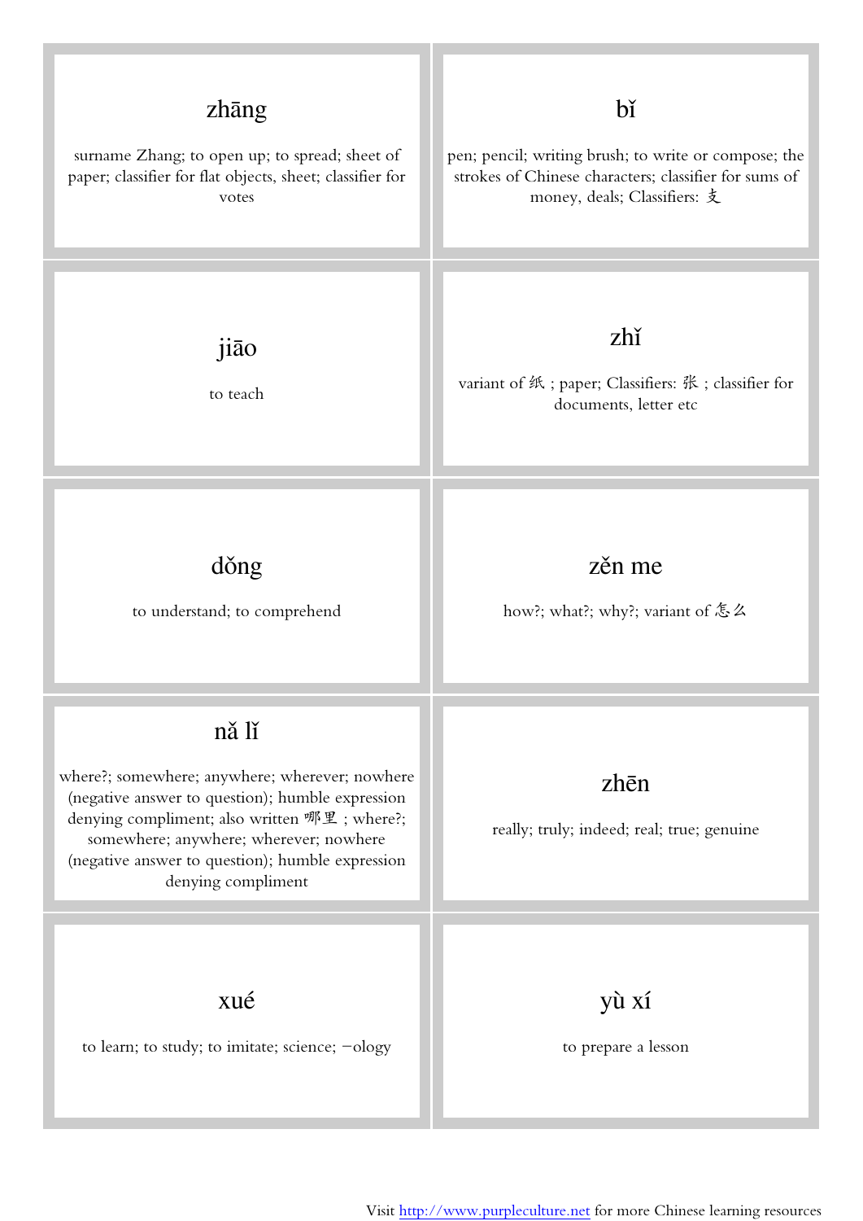| | |
|---|---|
| **zhāng**<br><br>surname Zhang; to open up; to spread; sheet of paper; classifier for flat objects, sheet; classifier for votes | **bǐ**<br><br>pen; pencil; writing brush; to write or compose; the strokes of Chinese characters; classifier for sums of money, deals; Classifiers: 支 |
| **jiāo**<br><br>to teach | **zhǐ**<br><br>variant of 纸 ; paper; Classifiers: 张 ; classifier for documents, letter etc |
| **dǒng**<br><br>to understand; to comprehend | **zěn me**<br><br>how?; what?; why?; variant of 怎么 |
| **nǎ lǐ**<br><br>where?; somewhere; anywhere; wherever; nowhere (negative answer to question); humble expression denying compliment; also written 哪里 ; where?; somewhere; anywhere; wherever; nowhere (negative answer to question); humble expression denying compliment | **zhēn**<br><br>really; truly; indeed; real; true; genuine |
| **xué**<br><br>to learn; to study; to imitate; science; -ology | **yù xí**<br><br>to prepare a lesson |

Visit http://www.purpleculture.net for more Chinese learning resources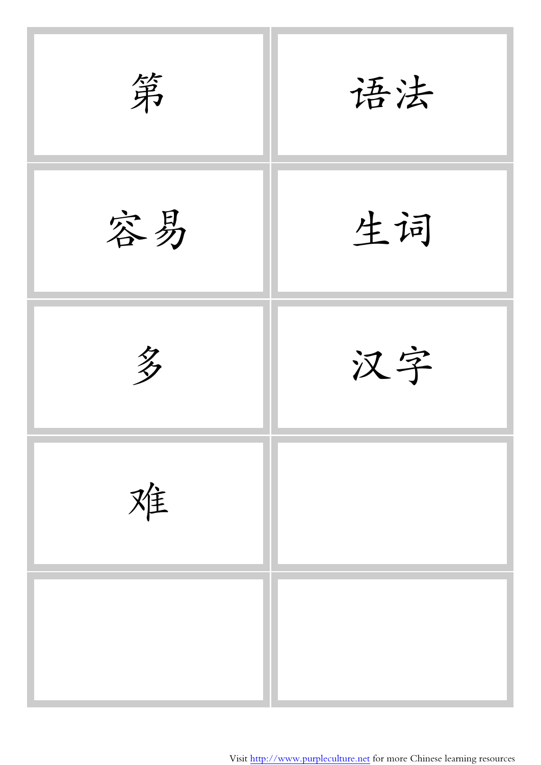| | |
|---|---|
| 第 | 语法 |
| 容易 | 生词 |
| 多 | 汉字 |
| 难 | |
| | |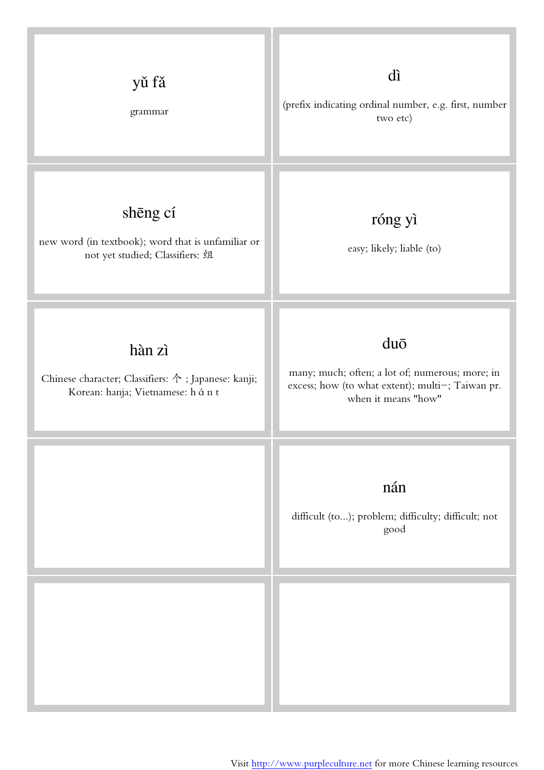| | |
|---|---|
| yǔ fǎ<br><br>grammar | dì<br><br>(prefix indicating ordinal number, e.g. first, number two etc) |
| shēng cí<br><br>new word (in textbook); word that is unfamiliar or not yet studied; Classifiers: 组 | róng yì<br><br>easy; likely; liable (to) |
| hàn zì<br><br>Chinese character; Classifiers: 个 ; Japanese: kanji; Korean: hanja; Vietnamese: h á n t | duō<br><br>many; much; often; a lot of; numerous; more; in excess; how (to what extent); multi−; Taiwan pr. when it means "how" |
| | nán<br><br>difficult (to...); problem; difficulty; difficult; not good |
| | |

Visit http://www.purpleculture.net for more Chinese learning resources